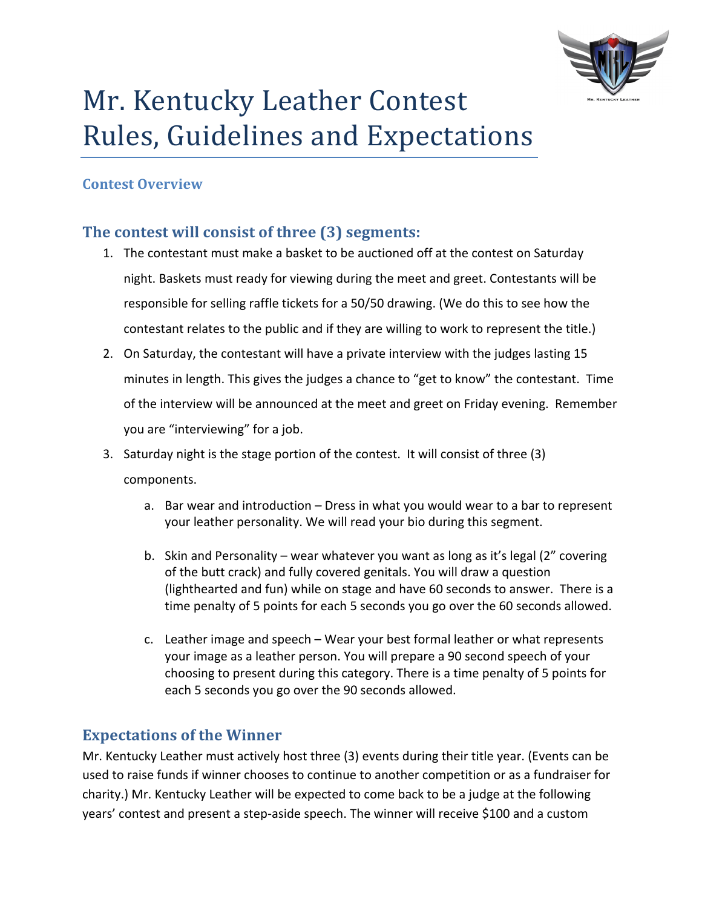# Mr. Kentucky Leather Contest Rules, Guidelines and Expectations

### Contest Overview

## The contest will consist of three (3) segments:

1. The contestant must make a basket to be auctioned off at the contest on Saturday night. Baskets must ready for viewing during the meet and greet. Contestants will be responsible for selling raffle tickets for a 50/50 drawing. (We do this to see how the contestant relates to the public and if they are willing to work to represent the title.)
2. On Saturday, the contestant will have a private interview with the judges lasting 15 minutes in length. This gives the judges a chance to "get to know" the contestant. Time of the interview will be announced at the meet and greet on Friday evening. Remember you are "interviewing" for a job.
3. Saturday night is the stage portion of the contest. It will consist of three (3) components.
   a. Bar wear and introduction – Dress in what you would wear to a bar to represent your leather personality. We will read your bio during this segment.
   b. Skin and Personality – wear whatever you want as long as it's legal (2" covering of the butt crack) and fully covered genitals. You will draw a question (lighthearted and fun) while on stage and have 60 seconds to answer. There is a time penalty of 5 points for each 5 seconds you go over the 60 seconds allowed.
   c. Leather image and speech – Wear your best formal leather or what represents your image as a leather person. You will prepare a 90 second speech of your choosing to present during this category. There is a time penalty of 5 points for each 5 seconds you go over the 90 seconds allowed.

## Expectations of the Winner

Mr. Kentucky Leather must actively host three (3) events during their title year. (Events can be used to raise funds if winner chooses to continue to another competition or as a fundraiser for charity.) Mr. Kentucky Leather will be expected to come back to be a judge at the following years' contest and present a step-aside speech. The winner will receive $100 and a custom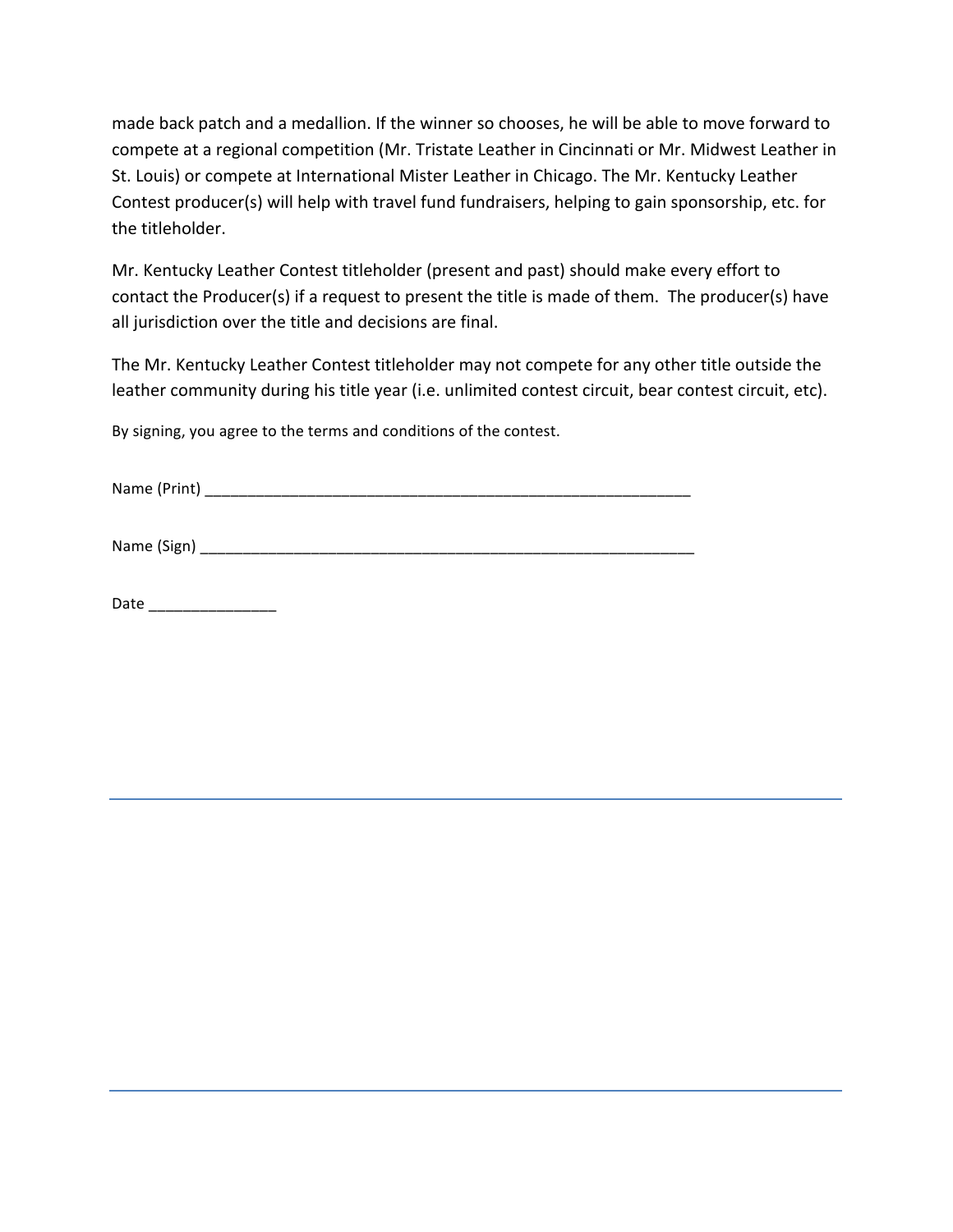made back patch and a medallion. If the winner so chooses, he will be able to move forward to compete at a regional competition (Mr. Tristate Leather in Cincinnati or Mr. Midwest Leather in St. Louis) or compete at International Mister Leather in Chicago. The Mr. Kentucky Leather Contest producer(s) will help with travel fund fundraisers, helping to gain sponsorship, etc. for the titleholder.

Mr. Kentucky Leather Contest titleholder (present and past) should make every effort to contact the Producer(s) if a request to present the title is made of them. The producer(s) have all jurisdiction over the title and decisions are final.

The Mr. Kentucky Leather Contest titleholder may not compete for any other title outside the leather community during his title year (i.e. unlimited contest circuit, bear contest circuit, etc).

By signing, you agree to the terms and conditions of the contest.

Name (Print) ____________________________________________________________

Name (Sign) _____________________________________________________________

Date _______________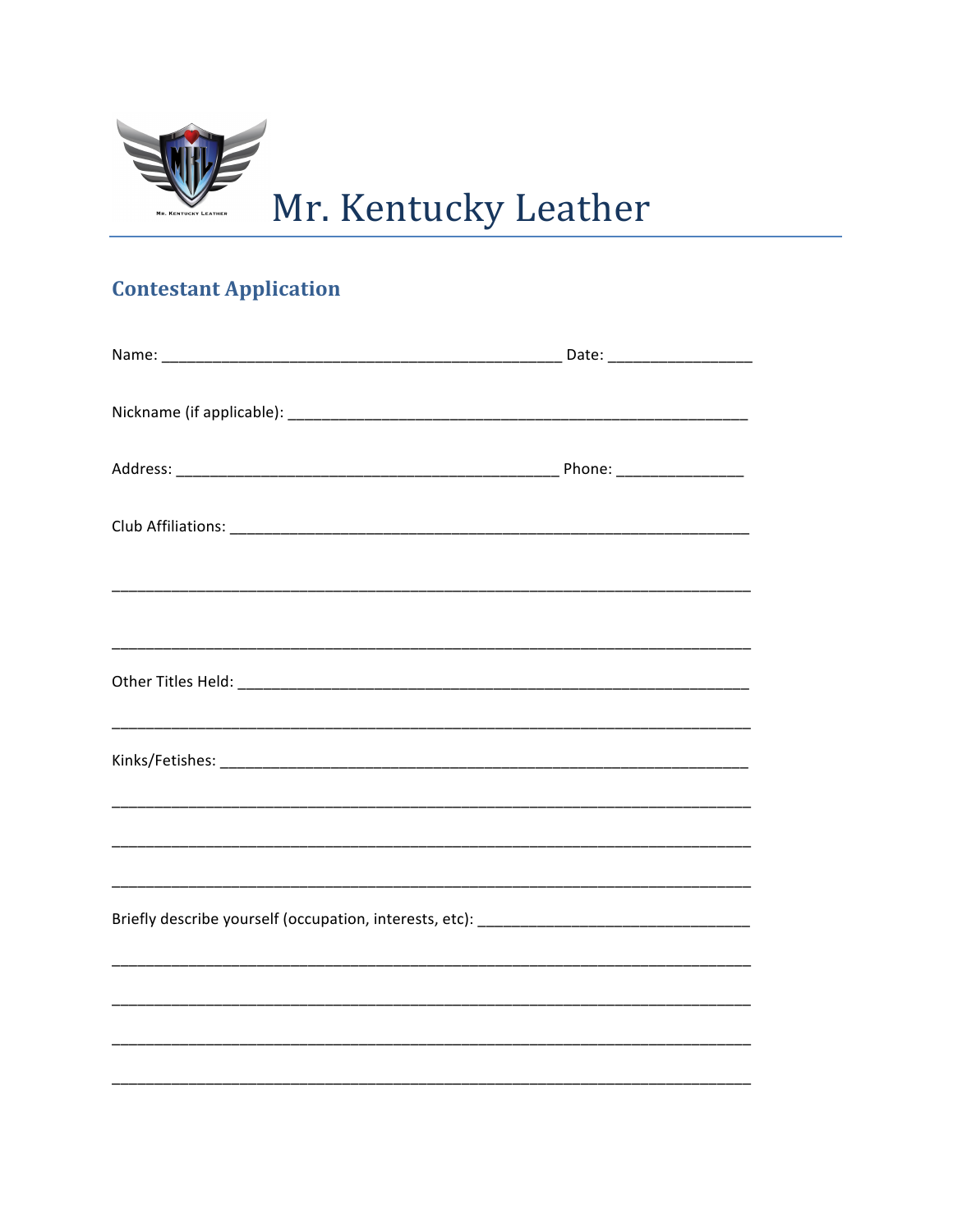# Mr. Kentucky Leather

## Contestant Application

Name: _______________________________________________ Date: _________________

Nickname (if applicable): ______________________________________________________

Address: _____________________________________________ Phone: _______________

Club Affiliations: _____________________________________________________________

___________________________________________________________________________

___________________________________________________________________________

Other Titles Held: _____________________________________________________________

___________________________________________________________________________

Kinks/Fetishes: _______________________________________________________________

___________________________________________________________________________

___________________________________________________________________________

___________________________________________________________________________

Briefly describe yourself (occupation, interests, etc): ________________________________

___________________________________________________________________________

___________________________________________________________________________

___________________________________________________________________________

___________________________________________________________________________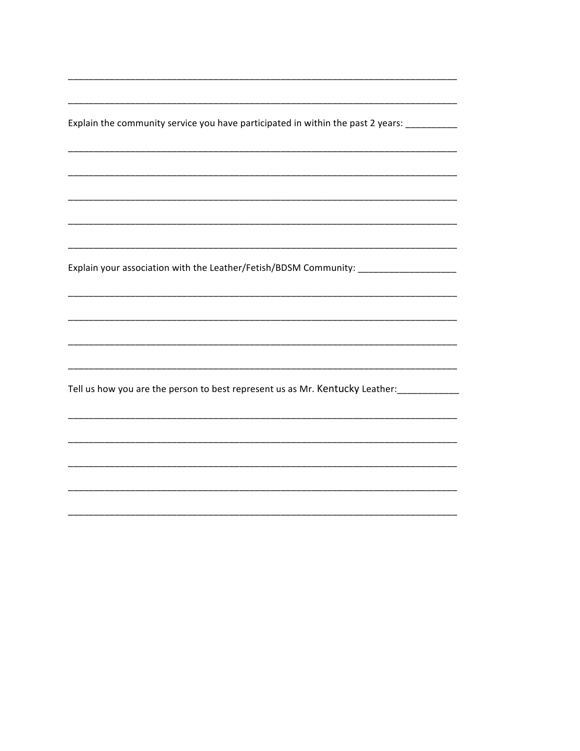_____________________________________________________________________________

_____________________________________________________________________________

Explain the community service you have participated in within the past 2 years: __________

_____________________________________________________________________________

_____________________________________________________________________________

_____________________________________________________________________________

_____________________________________________________________________________

_____________________________________________________________________________

Explain your association with the Leather/Fetish/BDSM Community: ___________________

_____________________________________________________________________________

_____________________________________________________________________________

_____________________________________________________________________________

_____________________________________________________________________________

Tell us how you are the person to best represent us as Mr. Kentucky Leather:____________

_____________________________________________________________________________

_____________________________________________________________________________

_____________________________________________________________________________

_____________________________________________________________________________

_____________________________________________________________________________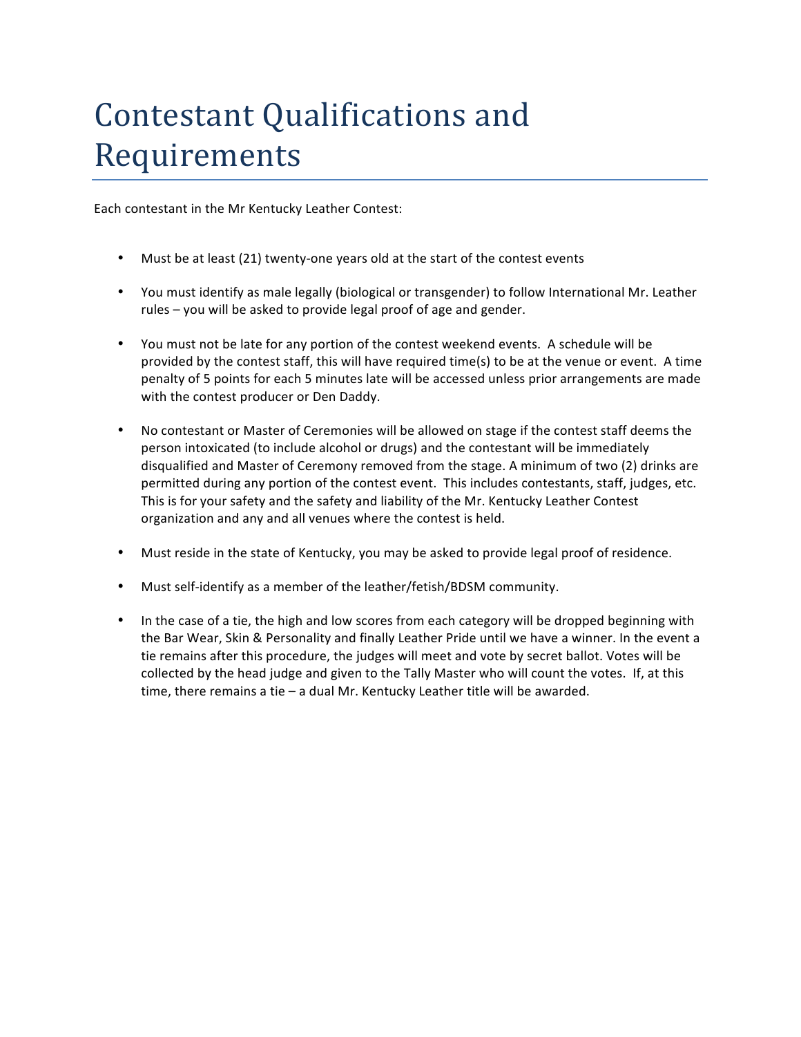# Contestant Qualifications and Requirements

Each contestant in the Mr Kentucky Leather Contest:

- Must be at least (21) twenty-one years old at the start of the contest events
- You must identify as male legally (biological or transgender) to follow International Mr. Leather rules – you will be asked to provide legal proof of age and gender.
- You must not be late for any portion of the contest weekend events. A schedule will be provided by the contest staff, this will have required time(s) to be at the venue or event. A time penalty of 5 points for each 5 minutes late will be accessed unless prior arrangements are made with the contest producer or Den Daddy.
- No contestant or Master of Ceremonies will be allowed on stage if the contest staff deems the person intoxicated (to include alcohol or drugs) and the contestant will be immediately disqualified and Master of Ceremony removed from the stage. A minimum of two (2) drinks are permitted during any portion of the contest event. This includes contestants, staff, judges, etc. This is for your safety and the safety and liability of the Mr. Kentucky Leather Contest organization and any and all venues where the contest is held.
- Must reside in the state of Kentucky, you may be asked to provide legal proof of residence.
- Must self-identify as a member of the leather/fetish/BDSM community.
- In the case of a tie, the high and low scores from each category will be dropped beginning with the Bar Wear, Skin & Personality and finally Leather Pride until we have a winner. In the event a tie remains after this procedure, the judges will meet and vote by secret ballot. Votes will be collected by the head judge and given to the Tally Master who will count the votes. If, at this time, there remains a tie – a dual Mr. Kentucky Leather title will be awarded.